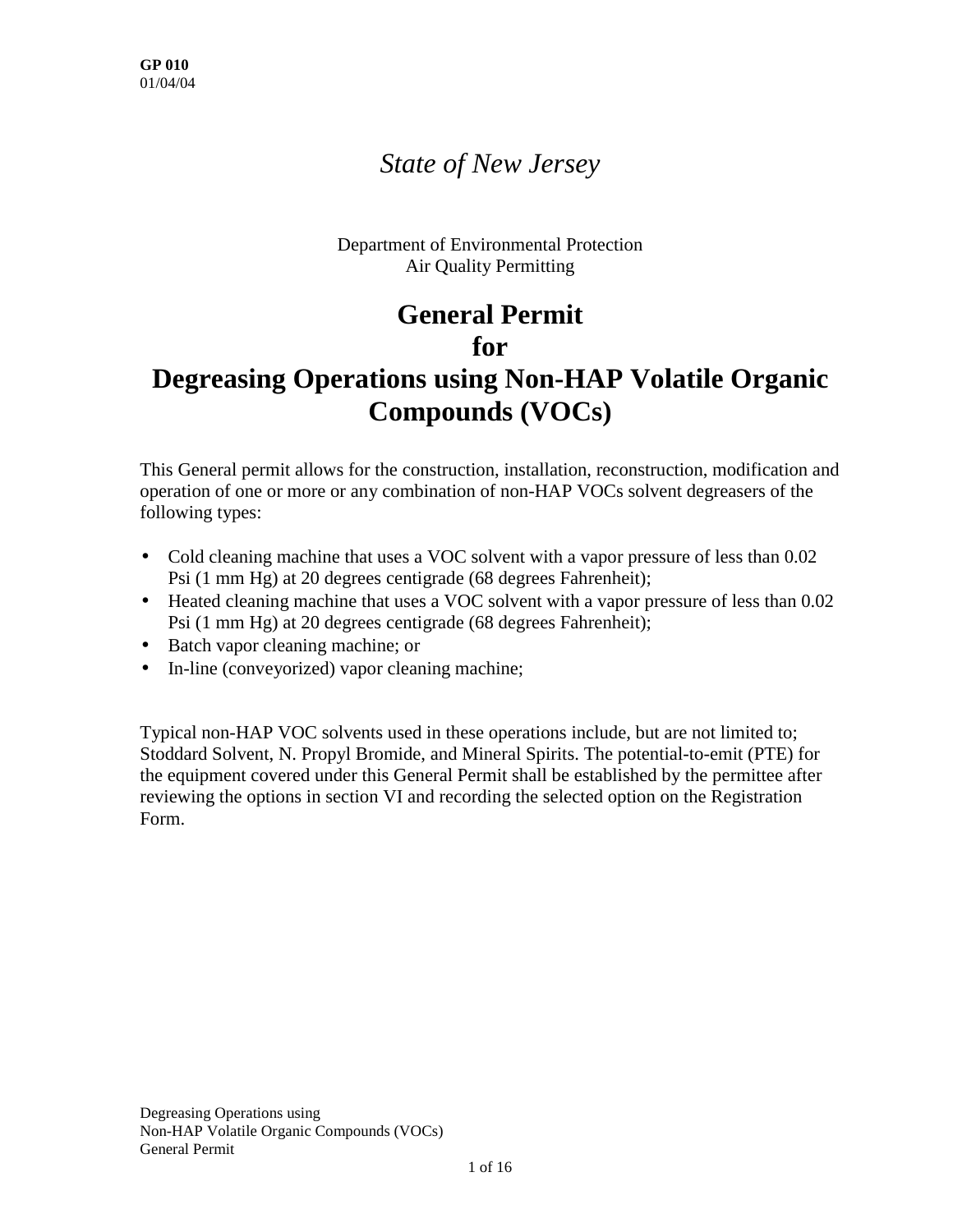**GP 010**
01/04/04

*State of New Jersey*

Department of Environmental Protection
Air Quality Permitting

# General Permit for Degreasing Operations using Non-HAP Volatile Organic Compounds (VOCs)

This General permit allows for the construction, installation, reconstruction, modification and operation of one or more or any combination of non-HAP VOCs solvent degreasers of the following types:

- Cold cleaning machine that uses a VOC solvent with a vapor pressure of less than 0.02 Psi (1 mm Hg) at 20 degrees centigrade (68 degrees Fahrenheit);
- Heated cleaning machine that uses a VOC solvent with a vapor pressure of less than 0.02 Psi (1 mm Hg) at 20 degrees centigrade (68 degrees Fahrenheit);
- Batch vapor cleaning machine; or
- In-line (conveyorized) vapor cleaning machine;

Typical non-HAP VOC solvents used in these operations include, but are not limited to; Stoddard Solvent, N. Propyl Bromide, and Mineral Spirits. The potential-to-emit (PTE) for the equipment covered under this General Permit shall be established by the permittee after reviewing the options in section VI and recording the selected option on the Registration Form.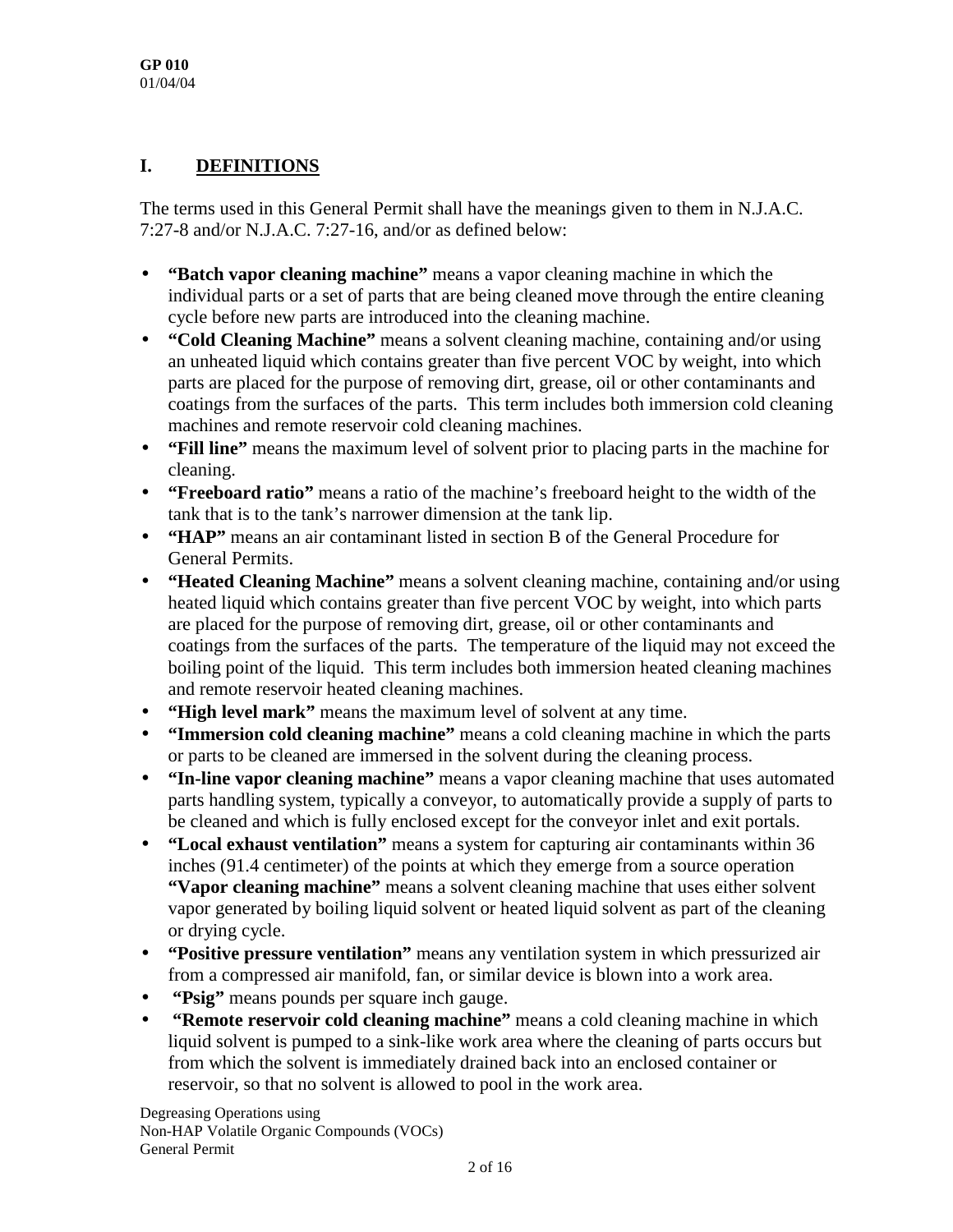## I. DEFINITIONS

The terms used in this General Permit shall have the meanings given to them in N.J.A.C. 7:27-8 and/or N.J.A.C. 7:27-16, and/or as defined below:

- **"Batch vapor cleaning machine"** means a vapor cleaning machine in which the individual parts or a set of parts that are being cleaned move through the entire cleaning cycle before new parts are introduced into the cleaning machine.
- **"Cold Cleaning Machine"** means a solvent cleaning machine, containing and/or using an unheated liquid which contains greater than five percent VOC by weight, into which parts are placed for the purpose of removing dirt, grease, oil or other contaminants and coatings from the surfaces of the parts. This term includes both immersion cold cleaning machines and remote reservoir cold cleaning machines.
- **"Fill line"** means the maximum level of solvent prior to placing parts in the machine for cleaning.
- **"Freeboard ratio"** means a ratio of the machine's freeboard height to the width of the tank that is to the tank's narrower dimension at the tank lip.
- **"HAP"** means an air contaminant listed in section B of the General Procedure for General Permits.
- **"Heated Cleaning Machine"** means a solvent cleaning machine, containing and/or using heated liquid which contains greater than five percent VOC by weight, into which parts are placed for the purpose of removing dirt, grease, oil or other contaminants and coatings from the surfaces of the parts. The temperature of the liquid may not exceed the boiling point of the liquid. This term includes both immersion heated cleaning machines and remote reservoir heated cleaning machines.
- **"High level mark"** means the maximum level of solvent at any time.
- **"Immersion cold cleaning machine"** means a cold cleaning machine in which the parts or parts to be cleaned are immersed in the solvent during the cleaning process.
- **"In-line vapor cleaning machine"** means a vapor cleaning machine that uses automated parts handling system, typically a conveyor, to automatically provide a supply of parts to be cleaned and which is fully enclosed except for the conveyor inlet and exit portals.
- **"Local exhaust ventilation"** means a system for capturing air contaminants within 36 inches (91.4 centimeter) of the points at which they emerge from a source operation **"Vapor cleaning machine"** means a solvent cleaning machine that uses either solvent vapor generated by boiling liquid solvent or heated liquid solvent as part of the cleaning or drying cycle.
- **"Positive pressure ventilation"** means any ventilation system in which pressurized air from a compressed air manifold, fan, or similar device is blown into a work area.
- **"Psig"** means pounds per square inch gauge.
- **"Remote reservoir cold cleaning machine"** means a cold cleaning machine in which liquid solvent is pumped to a sink-like work area where the cleaning of parts occurs but from which the solvent is immediately drained back into an enclosed container or reservoir, so that no solvent is allowed to pool in the work area.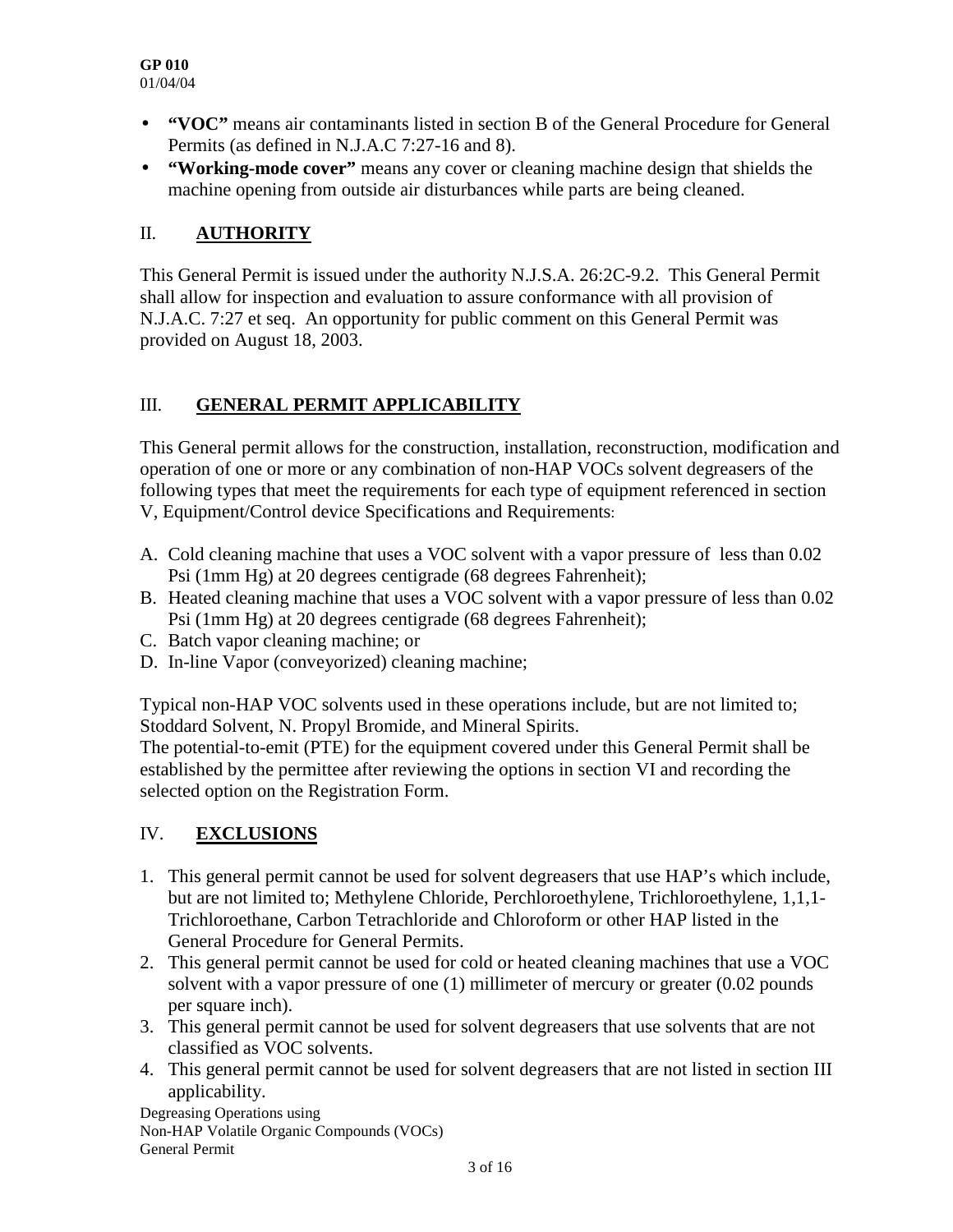- **"VOC"** means air contaminants listed in section B of the General Procedure for General Permits (as defined in N.J.A.C 7:27-16 and 8).
- **"Working-mode cover"** means any cover or cleaning machine design that shields the machine opening from outside air disturbances while parts are being cleaned.

## II. AUTHORITY

This General Permit is issued under the authority N.J.S.A. 26:2C-9.2. This General Permit shall allow for inspection and evaluation to assure conformance with all provision of N.J.A.C. 7:27 et seq. An opportunity for public comment on this General Permit was provided on August 18, 2003.

## III. GENERAL PERMIT APPLICABILITY

This General permit allows for the construction, installation, reconstruction, modification and operation of one or more or any combination of non-HAP VOCs solvent degreasers of the following types that meet the requirements for each type of equipment referenced in section V, Equipment/Control device Specifications and Requirements:

A. Cold cleaning machine that uses a VOC solvent with a vapor pressure of less than 0.02 Psi (1mm Hg) at 20 degrees centigrade (68 degrees Fahrenheit);
B. Heated cleaning machine that uses a VOC solvent with a vapor pressure of less than 0.02 Psi (1mm Hg) at 20 degrees centigrade (68 degrees Fahrenheit);
C. Batch vapor cleaning machine; or
D. In-line Vapor (conveyorized) cleaning machine;

Typical non-HAP VOC solvents used in these operations include, but are not limited to; Stoddard Solvent, N. Propyl Bromide, and Mineral Spirits.
The potential-to-emit (PTE) for the equipment covered under this General Permit shall be established by the permittee after reviewing the options in section VI and recording the selected option on the Registration Form.

## IV. EXCLUSIONS

1. This general permit cannot be used for solvent degreasers that use HAP's which include, but are not limited to; Methylene Chloride, Perchloroethylene, Trichloroethylene, 1,1,1-Trichloroethane, Carbon Tetrachloride and Chloroform or other HAP listed in the General Procedure for General Permits.
2. This general permit cannot be used for cold or heated cleaning machines that use a VOC solvent with a vapor pressure of one (1) millimeter of mercury or greater (0.02 pounds per square inch).
3. This general permit cannot be used for solvent degreasers that use solvents that are not classified as VOC solvents.
4. This general permit cannot be used for solvent degreasers that are not listed in section III applicability.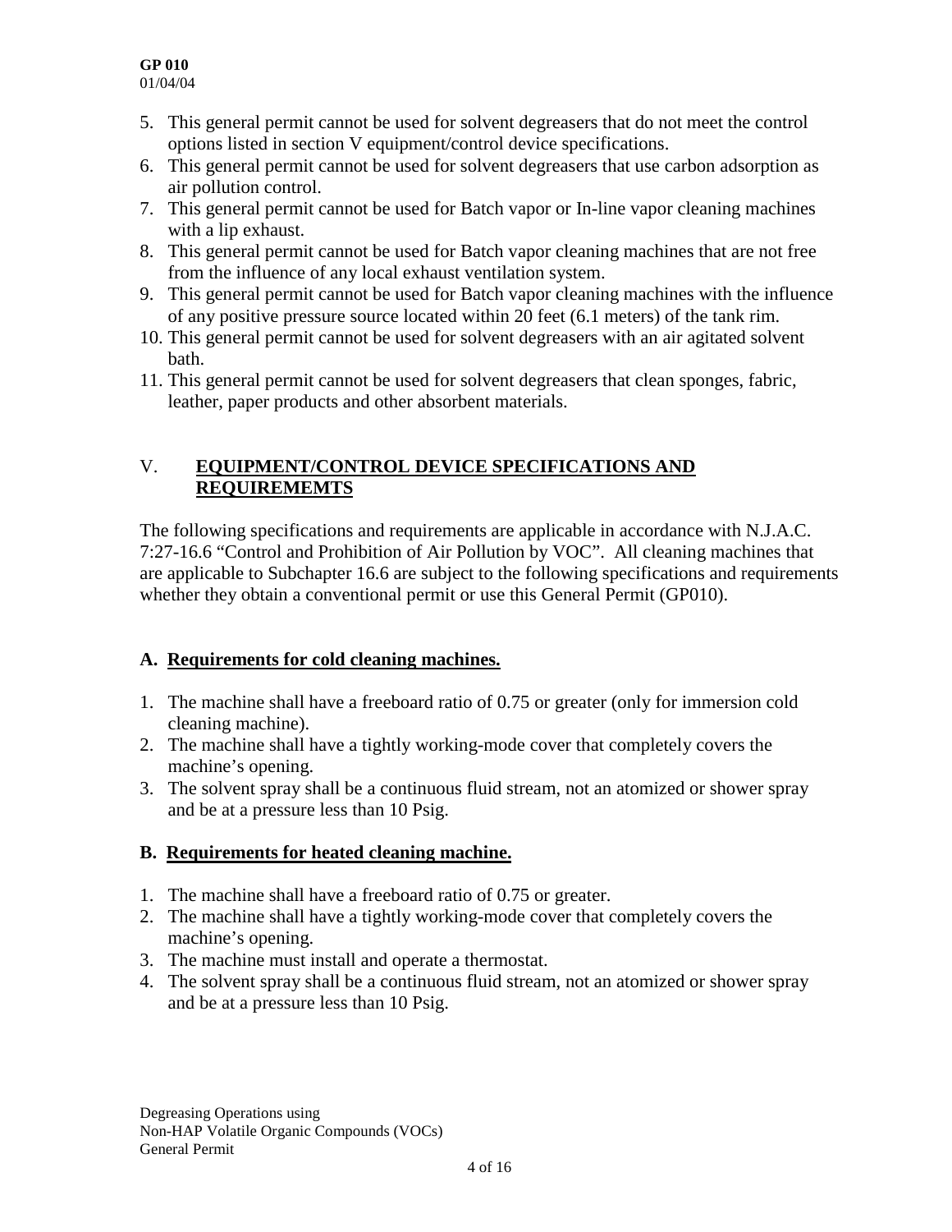5. This general permit cannot be used for solvent degreasers that do not meet the control options listed in section V equipment/control device specifications.
6. This general permit cannot be used for solvent degreasers that use carbon adsorption as air pollution control.
7. This general permit cannot be used for Batch vapor or In-line vapor cleaning machines with a lip exhaust.
8. This general permit cannot be used for Batch vapor cleaning machines that are not free from the influence of any local exhaust ventilation system.
9. This general permit cannot be used for Batch vapor cleaning machines with the influence of any positive pressure source located within 20 feet (6.1 meters) of the tank rim.
10. This general permit cannot be used for solvent degreasers with an air agitated solvent bath.
11. This general permit cannot be used for solvent degreasers that clean sponges, fabric, leather, paper products and other absorbent materials.

## V. EQUIPMENT/CONTROL DEVICE SPECIFICATIONS AND REQUIREMEMTS

The following specifications and requirements are applicable in accordance with N.J.A.C. 7:27-16.6 "Control and Prohibition of Air Pollution by VOC". All cleaning machines that are applicable to Subchapter 16.6 are subject to the following specifications and requirements whether they obtain a conventional permit or use this General Permit (GP010).

### A. Requirements for cold cleaning machines.

1. The machine shall have a freeboard ratio of 0.75 or greater (only for immersion cold cleaning machine).
2. The machine shall have a tightly working-mode cover that completely covers the machine's opening.
3. The solvent spray shall be a continuous fluid stream, not an atomized or shower spray and be at a pressure less than 10 Psig.

### B. Requirements for heated cleaning machine.

1. The machine shall have a freeboard ratio of 0.75 or greater.
2. The machine shall have a tightly working-mode cover that completely covers the machine's opening.
3. The machine must install and operate a thermostat.
4. The solvent spray shall be a continuous fluid stream, not an atomized or shower spray and be at a pressure less than 10 Psig.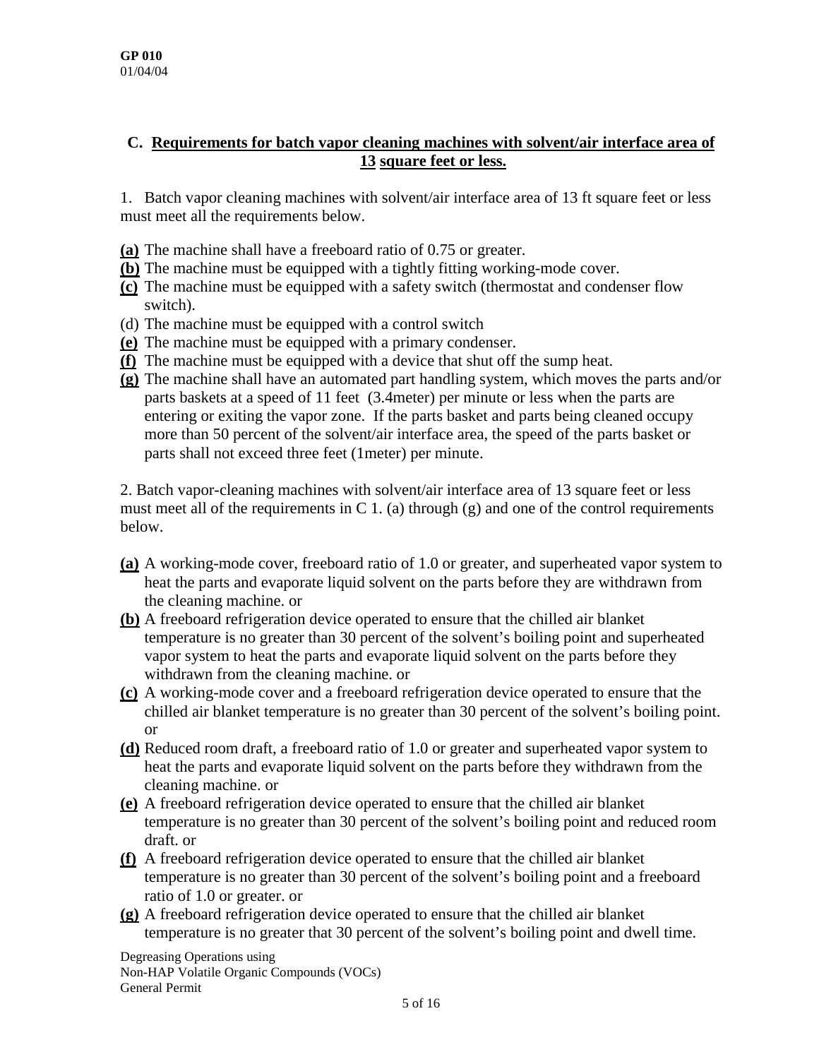## C. Requirements for batch vapor cleaning machines with solvent/air interface area of 13 square feet or less.

1. Batch vapor cleaning machines with solvent/air interface area of 13 ft square feet or less must meet all the requirements below.

**(a)** The machine shall have a freeboard ratio of 0.75 or greater.
**(b)** The machine must be equipped with a tightly fitting working-mode cover.
**(c)** The machine must be equipped with a safety switch (thermostat and condenser flow switch).
(d) The machine must be equipped with a control switch
**(e)** The machine must be equipped with a primary condenser.
**(f)** The machine must be equipped with a device that shut off the sump heat.
**(g)** The machine shall have an automated part handling system, which moves the parts and/or parts baskets at a speed of 11 feet (3.4meter) per minute or less when the parts are entering or exiting the vapor zone. If the parts basket and parts being cleaned occupy more than 50 percent of the solvent/air interface area, the speed of the parts basket or parts shall not exceed three feet (1meter) per minute.

2. Batch vapor-cleaning machines with solvent/air interface area of 13 square feet or less must meet all of the requirements in C 1. (a) through (g) and one of the control requirements below.

**(a)** A working-mode cover, freeboard ratio of 1.0 or greater, and superheated vapor system to heat the parts and evaporate liquid solvent on the parts before they are withdrawn from the cleaning machine. or
**(b)** A freeboard refrigeration device operated to ensure that the chilled air blanket temperature is no greater than 30 percent of the solvent's boiling point and superheated vapor system to heat the parts and evaporate liquid solvent on the parts before they withdrawn from the cleaning machine. or
**(c)** A working-mode cover and a freeboard refrigeration device operated to ensure that the chilled air blanket temperature is no greater than 30 percent of the solvent's boiling point. or
**(d)** Reduced room draft, a freeboard ratio of 1.0 or greater and superheated vapor system to heat the parts and evaporate liquid solvent on the parts before they withdrawn from the cleaning machine. or
**(e)** A freeboard refrigeration device operated to ensure that the chilled air blanket temperature is no greater than 30 percent of the solvent's boiling point and reduced room draft. or
**(f)** A freeboard refrigeration device operated to ensure that the chilled air blanket temperature is no greater than 30 percent of the solvent's boiling point and a freeboard ratio of 1.0 or greater. or
**(g)** A freeboard refrigeration device operated to ensure that the chilled air blanket temperature is no greater that 30 percent of the solvent's boiling point and dwell time.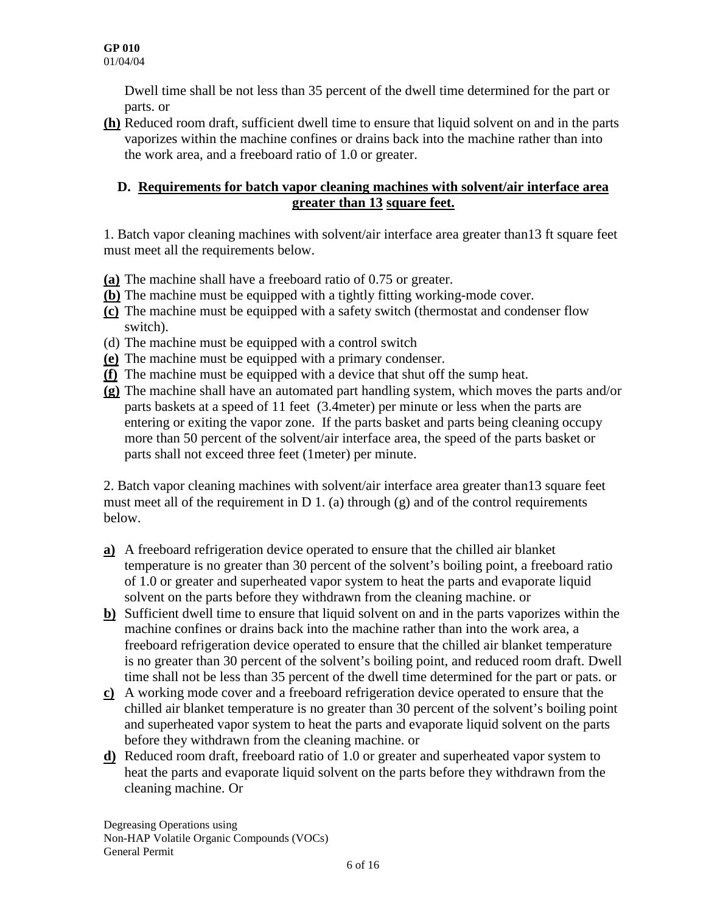Dwell time shall be not less than 35 percent of the dwell time determined for the part or parts. or

**(h)** Reduced room draft, sufficient dwell time to ensure that liquid solvent on and in the parts vaporizes within the machine confines or drains back into the machine rather than into the work area, and a freeboard ratio of 1.0 or greater.

## D. Requirements for batch vapor cleaning machines with solvent/air interface area greater than 13 square feet.

1. Batch vapor cleaning machines with solvent/air interface area greater than13 ft square feet must meet all the requirements below.

**(a)** The machine shall have a freeboard ratio of 0.75 or greater.
**(b)** The machine must be equipped with a tightly fitting working-mode cover.
**(c)** The machine must be equipped with a safety switch (thermostat and condenser flow switch).
(d) The machine must be equipped with a control switch
**(e)** The machine must be equipped with a primary condenser.
**(f)** The machine must be equipped with a device that shut off the sump heat.
**(g)** The machine shall have an automated part handling system, which moves the parts and/or parts baskets at a speed of 11 feet (3.4meter) per minute or less when the parts are entering or exiting the vapor zone. If the parts basket and parts being cleaning occupy more than 50 percent of the solvent/air interface area, the speed of the parts basket or parts shall not exceed three feet (1meter) per minute.

2. Batch vapor cleaning machines with solvent/air interface area greater than13 square feet must meet all of the requirement in D 1. (a) through (g) and of the control requirements below.

**a)** A freeboard refrigeration device operated to ensure that the chilled air blanket temperature is no greater than 30 percent of the solvent's boiling point, a freeboard ratio of 1.0 or greater and superheated vapor system to heat the parts and evaporate liquid solvent on the parts before they withdrawn from the cleaning machine. or

**b)** Sufficient dwell time to ensure that liquid solvent on and in the parts vaporizes within the machine confines or drains back into the machine rather than into the work area, a freeboard refrigeration device operated to ensure that the chilled air blanket temperature is no greater than 30 percent of the solvent's boiling point, and reduced room draft. Dwell time shall not be less than 35 percent of the dwell time determined for the part or pats. or

**c)** A working mode cover and a freeboard refrigeration device operated to ensure that the chilled air blanket temperature is no greater than 30 percent of the solvent's boiling point and superheated vapor system to heat the parts and evaporate liquid solvent on the parts before they withdrawn from the cleaning machine. or

**d)** Reduced room draft, freeboard ratio of 1.0 or greater and superheated vapor system to heat the parts and evaporate liquid solvent on the parts before they withdrawn from the cleaning machine. Or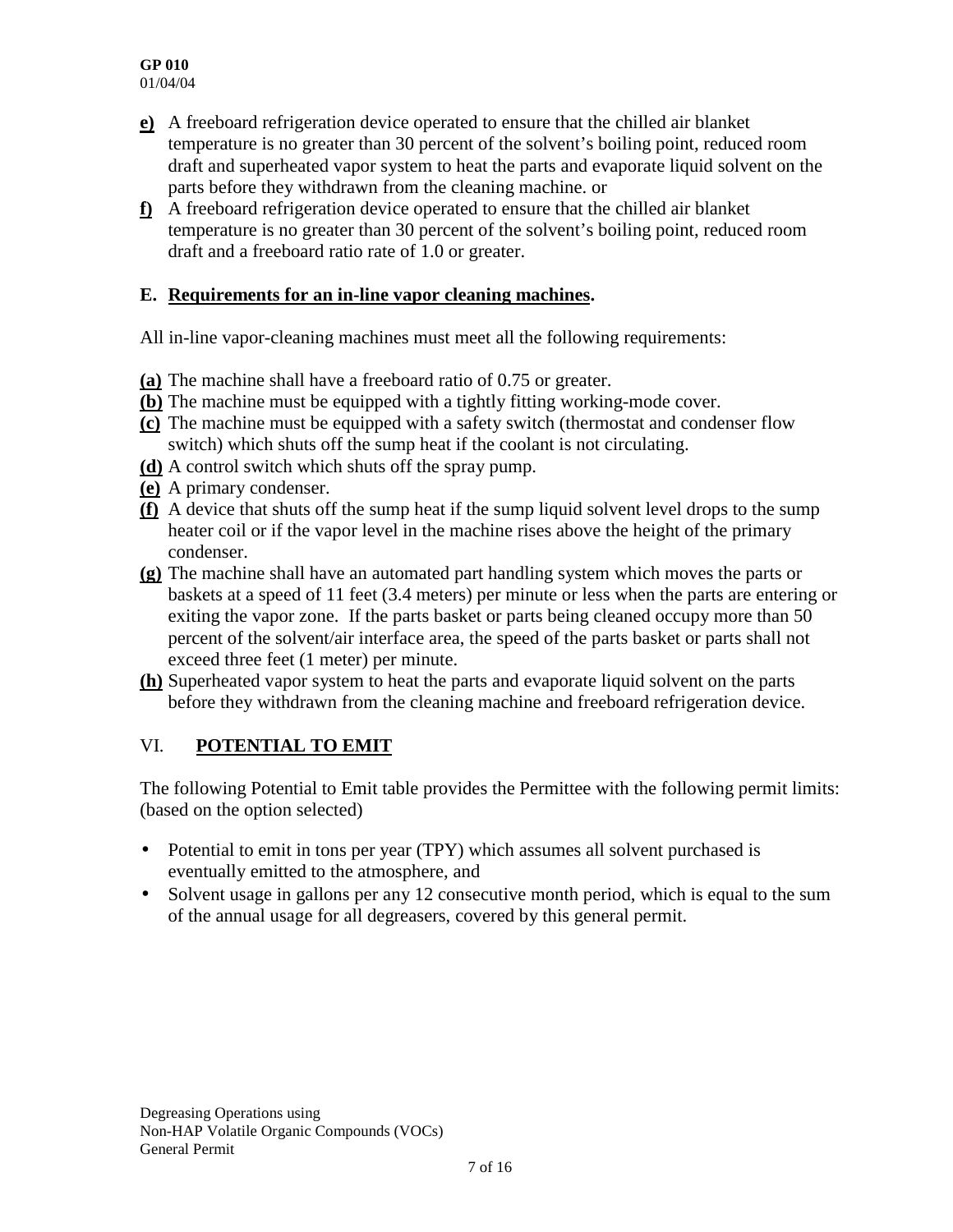**e)** A freeboard refrigeration device operated to ensure that the chilled air blanket temperature is no greater than 30 percent of the solvent's boiling point, reduced room draft and superheated vapor system to heat the parts and evaporate liquid solvent on the parts before they withdrawn from the cleaning machine. or

**f)** A freeboard refrigeration device operated to ensure that the chilled air blanket temperature is no greater than 30 percent of the solvent's boiling point, reduced room draft and a freeboard ratio rate of 1.0 or greater.

### E. Requirements for an in-line vapor cleaning machines.

All in-line vapor-cleaning machines must meet all the following requirements:

**(a)** The machine shall have a freeboard ratio of 0.75 or greater.

**(b)** The machine must be equipped with a tightly fitting working-mode cover.

**(c)** The machine must be equipped with a safety switch (thermostat and condenser flow switch) which shuts off the sump heat if the coolant is not circulating.

**(d)** A control switch which shuts off the spray pump.

**(e)** A primary condenser.

**(f)** A device that shuts off the sump heat if the sump liquid solvent level drops to the sump heater coil or if the vapor level in the machine rises above the height of the primary condenser.

**(g)** The machine shall have an automated part handling system which moves the parts or baskets at a speed of 11 feet (3.4 meters) per minute or less when the parts are entering or exiting the vapor zone. If the parts basket or parts being cleaned occupy more than 50 percent of the solvent/air interface area, the speed of the parts basket or parts shall not exceed three feet (1 meter) per minute.

**(h)** Superheated vapor system to heat the parts and evaporate liquid solvent on the parts before they withdrawn from the cleaning machine and freeboard refrigeration device.

## VI. POTENTIAL TO EMIT

The following Potential to Emit table provides the Permittee with the following permit limits: (based on the option selected)

- Potential to emit in tons per year (TPY) which assumes all solvent purchased is eventually emitted to the atmosphere, and
- Solvent usage in gallons per any 12 consecutive month period, which is equal to the sum of the annual usage for all degreasers, covered by this general permit.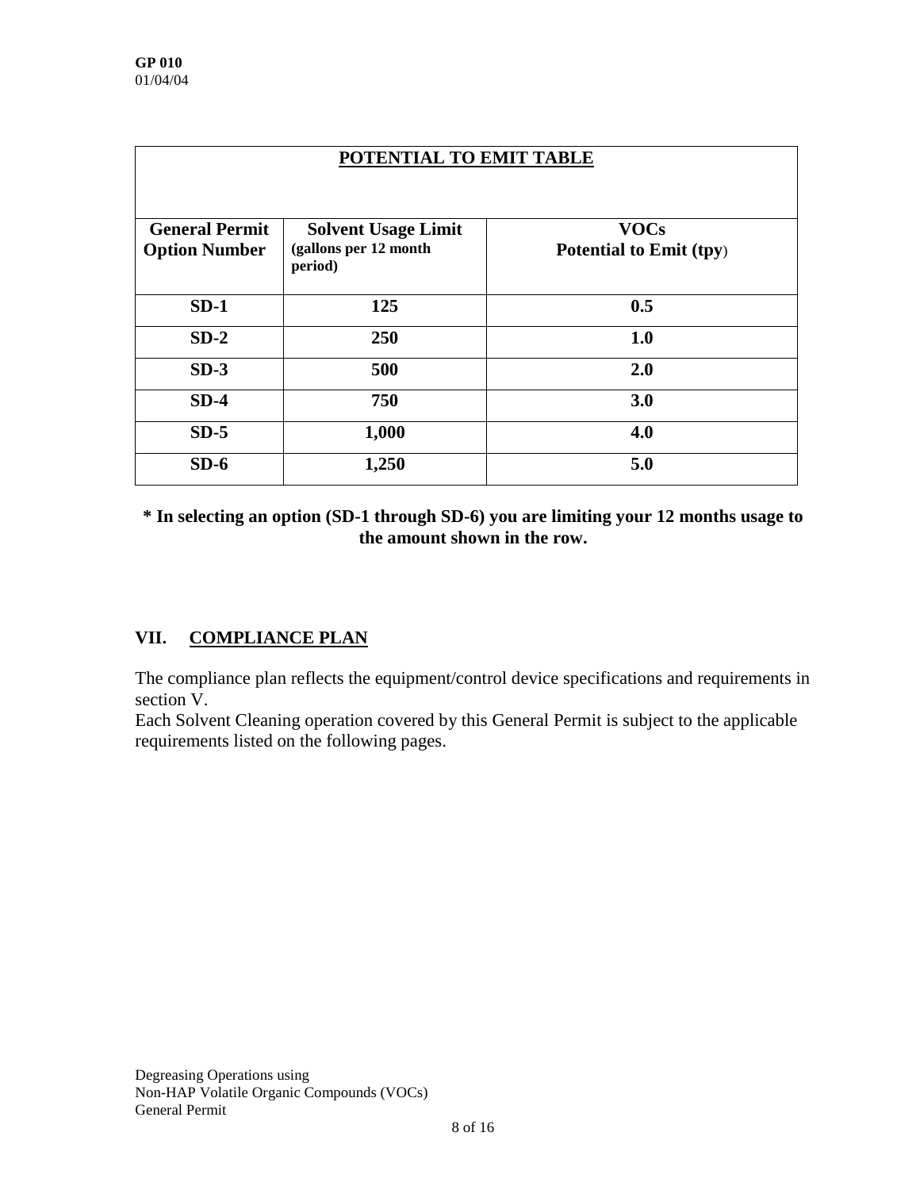**POTENTIAL TO EMIT TABLE**

| General Permit Option Number | Solvent Usage Limit (gallons per 12 month period) | VOCs Potential to Emit (tpy) |
|---|---|---|
| SD-1 | 125 | 0.5 |
| SD-2 | 250 | 1.0 |
| SD-3 | 500 | 2.0 |
| SD-4 | 750 | 3.0 |
| SD-5 | 1,000 | 4.0 |
| SD-6 | 1,250 | 5.0 |

**\* In selecting an option (SD-1 through SD-6) you are limiting your 12 months usage to the amount shown in the row.**

## VII. COMPLIANCE PLAN

The compliance plan reflects the equipment/control device specifications and requirements in section V.

Each Solvent Cleaning operation covered by this General Permit is subject to the applicable requirements listed on the following pages.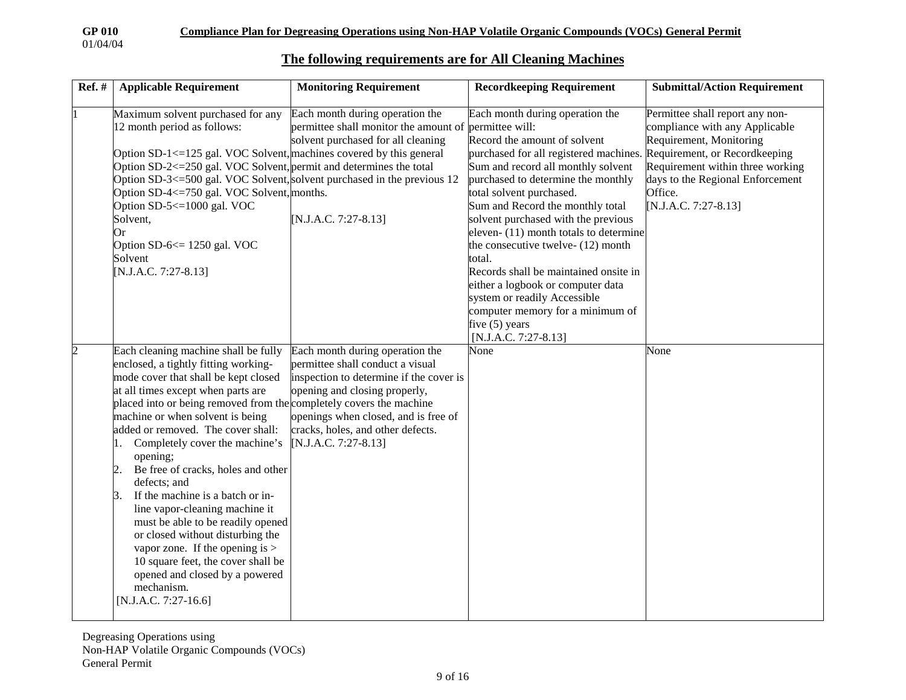## The following requirements are for All Cleaning Machines

| Ref. # | Applicable Requirement | Monitoring Requirement | Recordkeeping Requirement | Submittal/Action Requirement |
|---|---|---|---|---|
| 1 | Maximum solvent purchased for any 12 month period as follows:<br><br>Option SD-1<=125 gal. VOC Solvent,<br>Option SD-2<=250 gal. VOC Solvent,<br>Option SD-3<=500 gal. VOC Solvent,<br>Option SD-4<=750 gal. VOC Solvent,<br>Option SD-5<=1000 gal. VOC Solvent,<br>Or<br>Option SD-6<= 1250 gal. VOC Solvent<br>[N.J.A.C. 7:27-8.13] | Each month during operation the permittee shall monitor the amount of solvent purchased for all cleaning machines covered by this general permit and determines the total solvent purchased in the previous 12 months.<br><br>[N.J.A.C. 7:27-8.13] | Each month during operation the permittee will:<br>Record the amount of solvent purchased for all registered machines.<br>Sum and record all monthly solvent purchased to determine the monthly total solvent purchased.<br>Sum and Record the monthly total solvent purchased with the previous eleven- (11) month totals to determine the consecutive twelve- (12) month total.<br>Records shall be maintained onsite in either a logbook or computer data system or readily Accessible computer memory for a minimum of five (5) years<br>[N.J.A.C. 7:27-8.13] | Permittee shall report any non-compliance with any Applicable Requirement, Monitoring Requirement, or Recordkeeping Requirement within three working days to the Regional Enforcement Office.<br>[N.J.A.C. 7:27-8.13] |
| 2 | Each cleaning machine shall be fully enclosed, a tightly fitting working-mode cover that shall be kept closed at all times except when parts are placed into or being removed from the machine or when solvent is being added or removed. The cover shall:<br>1. Completely cover the machine's opening;<br>2. Be free of cracks, holes and other defects; and<br>3. If the machine is a batch or in-line vapor-cleaning machine it must be able to be readily opened or closed without disturbing the vapor zone. If the opening is > 10 square feet, the cover shall be opened and closed by a powered mechanism.<br>[N.J.A.C. 7:27-16.6] | Each month during operation the permittee shall conduct a visual inspection to determine if the cover is opening and closing properly, completely covers the machine openings when closed, and is free of cracks, holes, and other defects.<br>[N.J.A.C. 7:27-8.13] | None | None |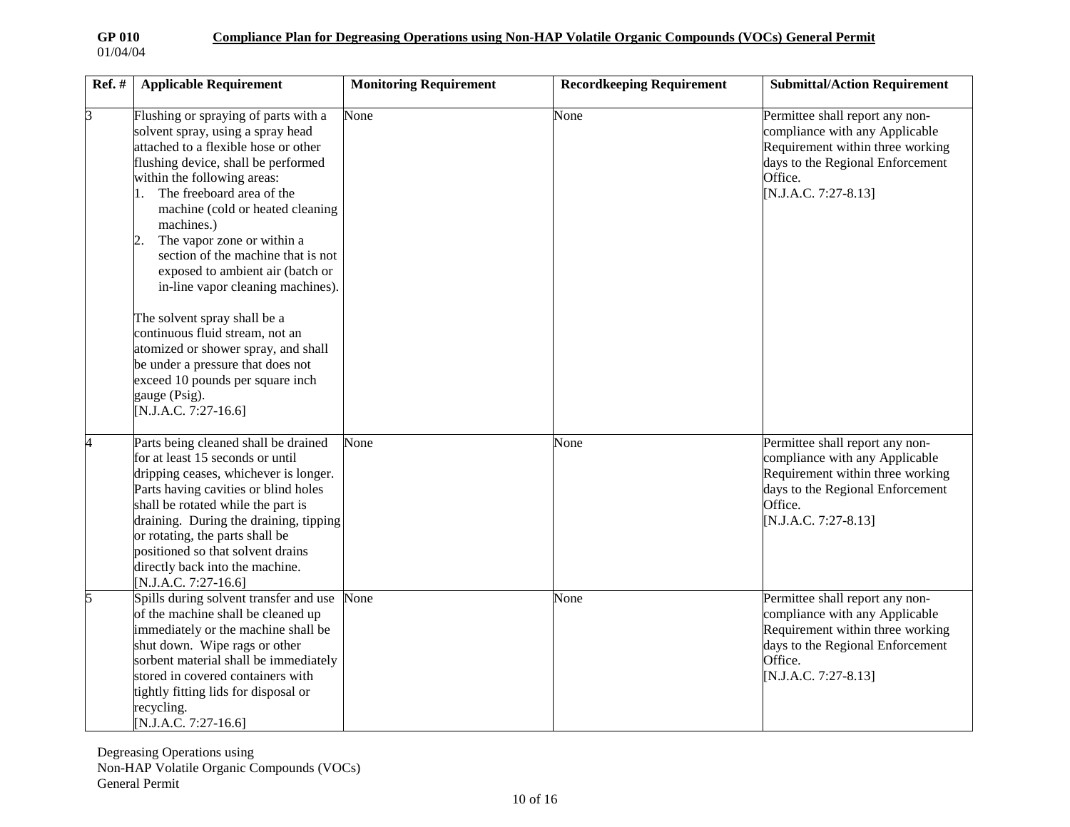| Ref. # | Applicable Requirement | Monitoring Requirement | Recordkeeping Requirement | Submittal/Action Requirement |
|---|---|---|---|---|
| 3 | Flushing or spraying of parts with a solvent spray, using a spray head attached to a flexible hose or other flushing device, shall be performed within the following areas:<br>1. The freeboard area of the machine (cold or heated cleaning machines.)<br>2. The vapor zone or within a section of the machine that is not exposed to ambient air (batch or in-line vapor cleaning machines).<br><br>The solvent spray shall be a continuous fluid stream, not an atomized or shower spray, and shall be under a pressure that does not exceed 10 pounds per square inch gauge (Psig).<br>[N.J.A.C. 7:27-16.6] | None | None | Permittee shall report any non-compliance with any Applicable Requirement within three working days to the Regional Enforcement Office.<br>[N.J.A.C. 7:27-8.13] |
| 4 | Parts being cleaned shall be drained for at least 15 seconds or until dripping ceases, whichever is longer. Parts having cavities or blind holes shall be rotated while the part is draining. During the draining, tipping or rotating, the parts shall be positioned so that solvent drains directly back into the machine.<br>[N.J.A.C. 7:27-16.6] | None | None | Permittee shall report any non-compliance with any Applicable Requirement within three working days to the Regional Enforcement Office.<br>[N.J.A.C. 7:27-8.13] |
| 5 | Spills during solvent transfer and use of the machine shall be cleaned up immediately or the machine shall be shut down. Wipe rags or other sorbent material shall be immediately stored in covered containers with tightly fitting lids for disposal or recycling.<br>[N.J.A.C. 7:27-16.6] | None | None | Permittee shall report any non-compliance with any Applicable Requirement within three working days to the Regional Enforcement Office.<br>[N.J.A.C. 7:27-8.13] |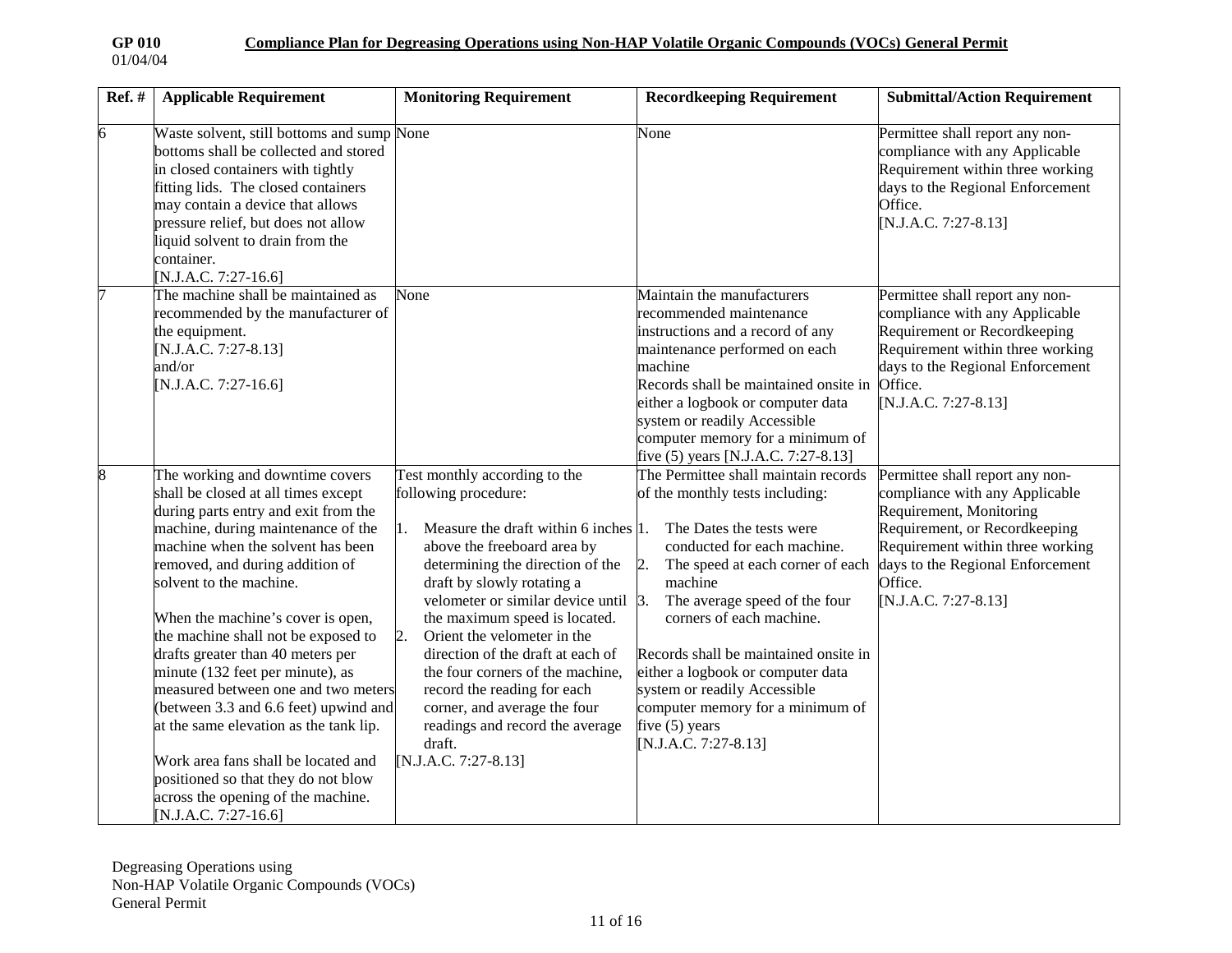| Ref. # | Applicable Requirement | Monitoring Requirement | Recordkeeping Requirement | Submittal/Action Requirement |
|---|---|---|---|---|
| 6 | Waste solvent, still bottoms and sump bottoms shall be collected and stored in closed containers with tightly fitting lids. The closed containers may contain a device that allows pressure relief, but does not allow liquid solvent to drain from the container.<br>[N.J.A.C. 7:27-16.6] | None | None | Permittee shall report any non-compliance with any Applicable Requirement within three working days to the Regional Enforcement Office.<br>[N.J.A.C. 7:27-8.13] |
| 7 | The machine shall be maintained as recommended by the manufacturer of the equipment.<br>[N.J.A.C. 7:27-8.13]<br>and/or<br>[N.J.A.C. 7:27-16.6] | None | Maintain the manufacturers recommended maintenance instructions and a record of any maintenance performed on each machine<br>Records shall be maintained onsite in either a logbook or computer data system or readily Accessible computer memory for a minimum of five (5) years [N.J.A.C. 7:27-8.13] | Permittee shall report any non-compliance with any Applicable Requirement or Recordkeeping Requirement within three working days to the Regional Enforcement Office.<br>[N.J.A.C. 7:27-8.13] |
| 8 | The working and downtime covers shall be closed at all times except during parts entry and exit from the machine, during maintenance of the machine when the solvent has been removed, and during addition of solvent to the machine.<br><br>When the machine's cover is open, the machine shall not be exposed to drafts greater than 40 meters per minute (132 feet per minute), as measured between one and two meters (between 3.3 and 6.6 feet) upwind and at the same elevation as the tank lip.<br><br>Work area fans shall be located and positioned so that they do not blow across the opening of the machine.<br>[N.J.A.C. 7:27-16.6] | Test monthly according to the following procedure:<br><br>1. Measure the draft within 6 inches above the freeboard area by determining the direction of the draft by slowly rotating a velometer or similar device until the maximum speed is located.<br>2. Orient the velometer in the direction of the draft at each of the four corners of the machine, record the reading for each corner, and average the four readings and record the average draft.<br>[N.J.A.C. 7:27-8.13] | The Permittee shall maintain records of the monthly tests including:<br><br>1. The Dates the tests were conducted for each machine.<br>2. The speed at each corner of each machine<br>3. The average speed of the four corners of each machine.<br><br>Records shall be maintained onsite in either a logbook or computer data system or readily Accessible computer memory for a minimum of five (5) years<br>[N.J.A.C. 7:27-8.13] | Permittee shall report any non-compliance with any Applicable Requirement, Monitoring Requirement, or Recordkeeping Requirement within three working days to the Regional Enforcement Office.<br>[N.J.A.C. 7:27-8.13] |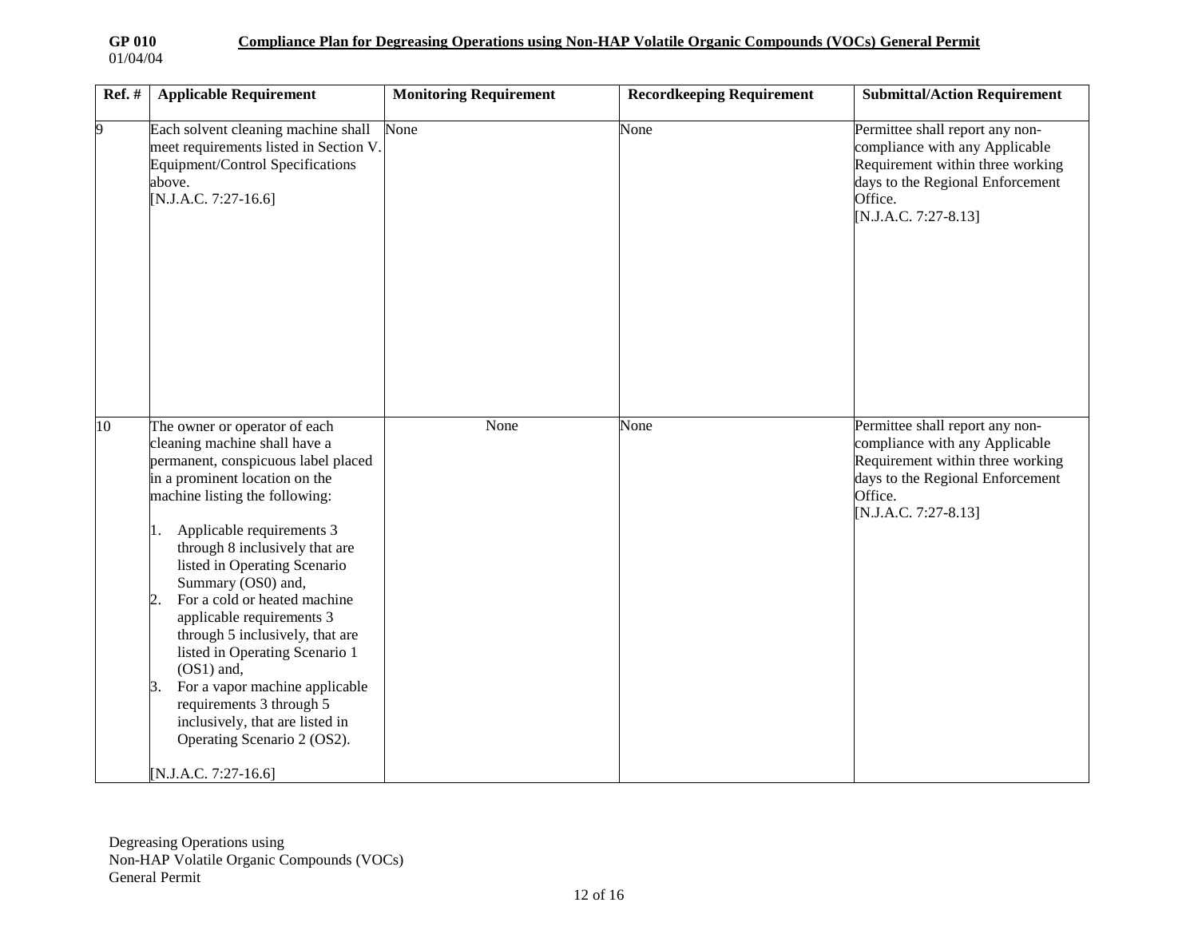| Ref. # | Applicable Requirement | Monitoring Requirement | Recordkeeping Requirement | Submittal/Action Requirement |
|---|---|---|---|---|
| 9 | Each solvent cleaning machine shall meet requirements listed in Section V. Equipment/Control Specifications above. [N.J.A.C. 7:27-16.6] | None | None | Permittee shall report any non-compliance with any Applicable Requirement within three working days to the Regional Enforcement Office. [N.J.A.C. 7:27-8.13] |
| 10 | The owner or operator of each cleaning machine shall have a permanent, conspicuous label placed in a prominent location on the machine listing the following:<br><br>1. Applicable requirements 3 through 8 inclusively that are listed in Operating Scenario Summary (OS0) and,<br>2. For a cold or heated machine applicable requirements 3 through 5 inclusively, that are listed in Operating Scenario 1 (OS1) and,<br>3. For a vapor machine applicable requirements 3 through 5 inclusively, that are listed in Operating Scenario 2 (OS2).<br><br>[N.J.A.C. 7:27-16.6] | None | None | Permittee shall report any non-compliance with any Applicable Requirement within three working days to the Regional Enforcement Office. [N.J.A.C. 7:27-8.13] |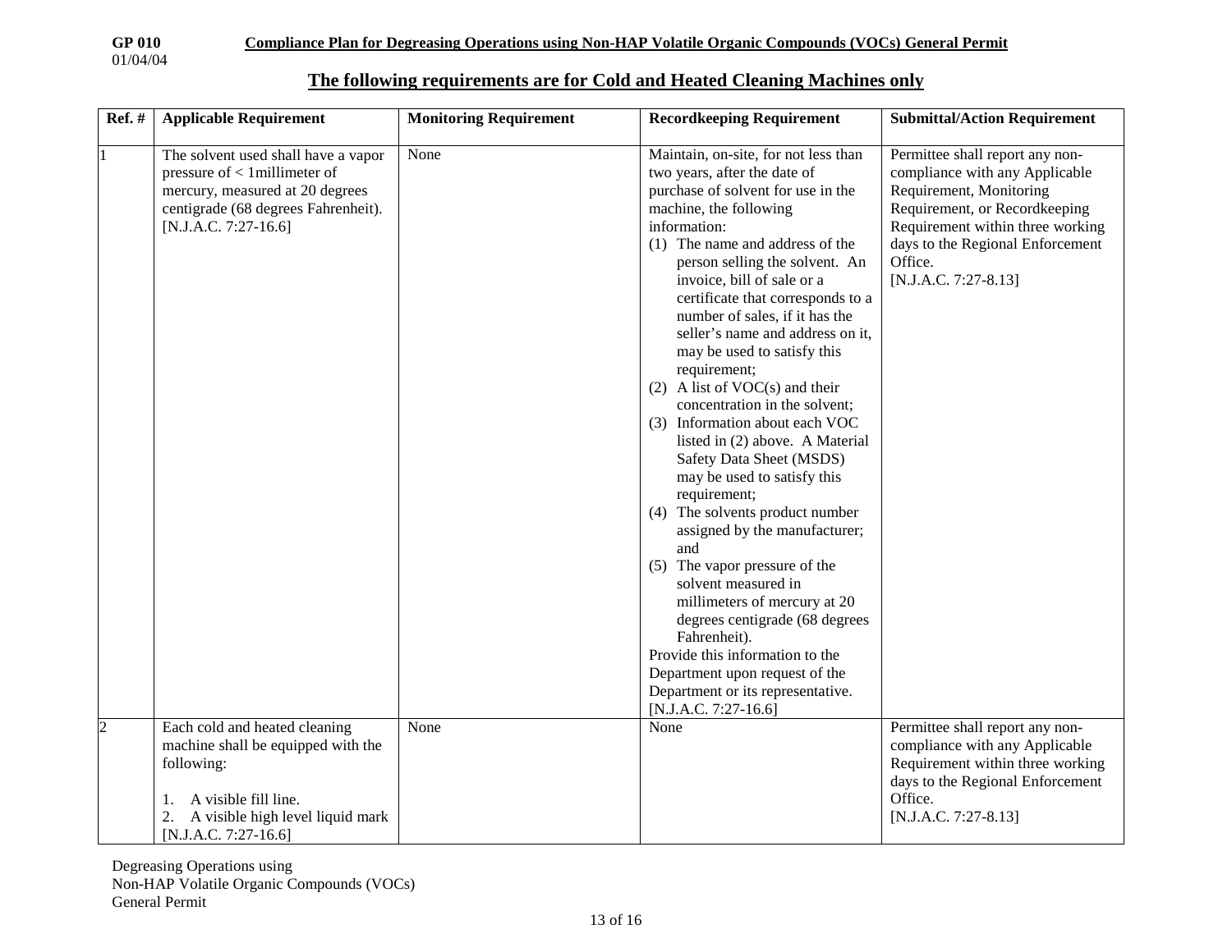## The following requirements are for Cold and Heated Cleaning Machines only

| Ref. # | Applicable Requirement | Monitoring Requirement | Recordkeeping Requirement | Submittal/Action Requirement |
|---|---|---|---|---|
| 1 | The solvent used shall have a vapor pressure of < 1millimeter of mercury, measured at 20 degrees centigrade (68 degrees Fahrenheit). [N.J.A.C. 7:27-16.6] | None | Maintain, on-site, for not less than two years, after the date of purchase of solvent for use in the machine, the following information:<br>(1) The name and address of the person selling the solvent. An invoice, bill of sale or a certificate that corresponds to a number of sales, if it has the seller's name and address on it, may be used to satisfy this requirement;<br>(2) A list of VOC(s) and their concentration in the solvent;<br>(3) Information about each VOC listed in (2) above. A Material Safety Data Sheet (MSDS) may be used to satisfy this requirement;<br>(4) The solvents product number assigned by the manufacturer; and<br>(5) The vapor pressure of the solvent measured in millimeters of mercury at 20 degrees centigrade (68 degrees Fahrenheit).<br>Provide this information to the Department upon request of the Department or its representative. [N.J.A.C. 7:27-16.6] | Permittee shall report any non-compliance with any Applicable Requirement, Monitoring Requirement, or Recordkeeping Requirement within three working days to the Regional Enforcement Office. [N.J.A.C. 7:27-8.13] |
| 2 | Each cold and heated cleaning machine shall be equipped with the following:<br><br>1. A visible fill line.<br>2. A visible high level liquid mark [N.J.A.C. 7:27-16.6] | None | None | Permittee shall report any non-compliance with any Applicable Requirement within three working days to the Regional Enforcement Office. [N.J.A.C. 7:27-8.13] |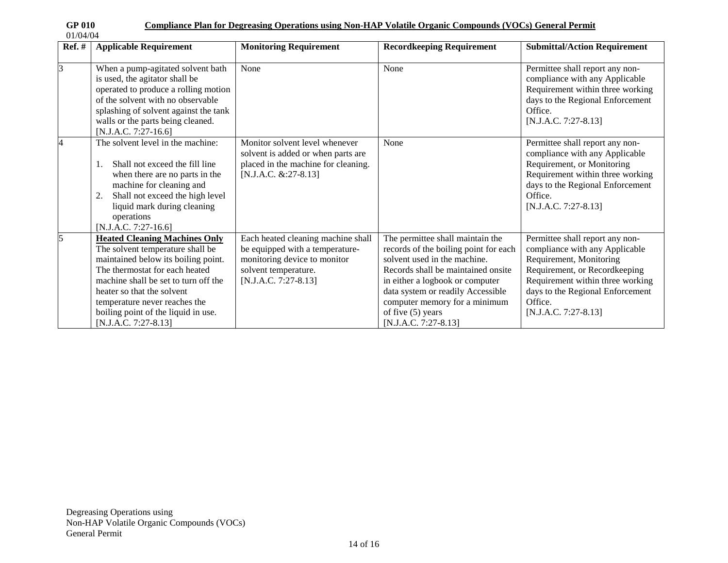**GP 010** **Compliance Plan for Degreasing Operations using Non-HAP Volatile Organic Compounds (VOCs) General Permit**

01/04/04

| Ref. # | Applicable Requirement | Monitoring Requirement | Recordkeeping Requirement | Submittal/Action Requirement |
|---|---|---|---|---|
| 3 | When a pump-agitated solvent bath is used, the agitator shall be operated to produce a rolling motion of the solvent with no observable splashing of solvent against the tank walls or the parts being cleaned. [N.J.A.C. 7:27-16.6] | None | None | Permittee shall report any non-compliance with any Applicable Requirement within three working days to the Regional Enforcement Office. [N.J.A.C. 7:27-8.13] |
| 4 | The solvent level in the machine: 1. Shall not exceed the fill line when there are no parts in the machine for cleaning and 2. Shall not exceed the high level liquid mark during cleaning operations [N.J.A.C. 7:27-16.6] | Monitor solvent level whenever solvent is added or when parts are placed in the machine for cleaning. [N.J.A.C. &:27-8.13] | None | Permittee shall report any non-compliance with any Applicable Requirement, or Monitoring Requirement within three working days to the Regional Enforcement Office. [N.J.A.C. 7:27-8.13] |
| 5 | **Heated Cleaning Machines Only** The solvent temperature shall be maintained below its boiling point. The thermostat for each heated machine shall be set to turn off the heater so that the solvent temperature never reaches the boiling point of the liquid in use. [N.J.A.C. 7:27-8.13] | Each heated cleaning machine shall be equipped with a temperature-monitoring device to monitor solvent temperature. [N.J.A.C. 7:27-8.13] | The permittee shall maintain the records of the boiling point for each solvent used in the machine. Records shall be maintained onsite in either a logbook or computer data system or readily Accessible computer memory for a minimum of five (5) years [N.J.A.C. 7:27-8.13] | Permittee shall report any non-compliance with any Applicable Requirement, Monitoring Requirement, or Recordkeeping Requirement within three working days to the Regional Enforcement Office. [N.J.A.C. 7:27-8.13] |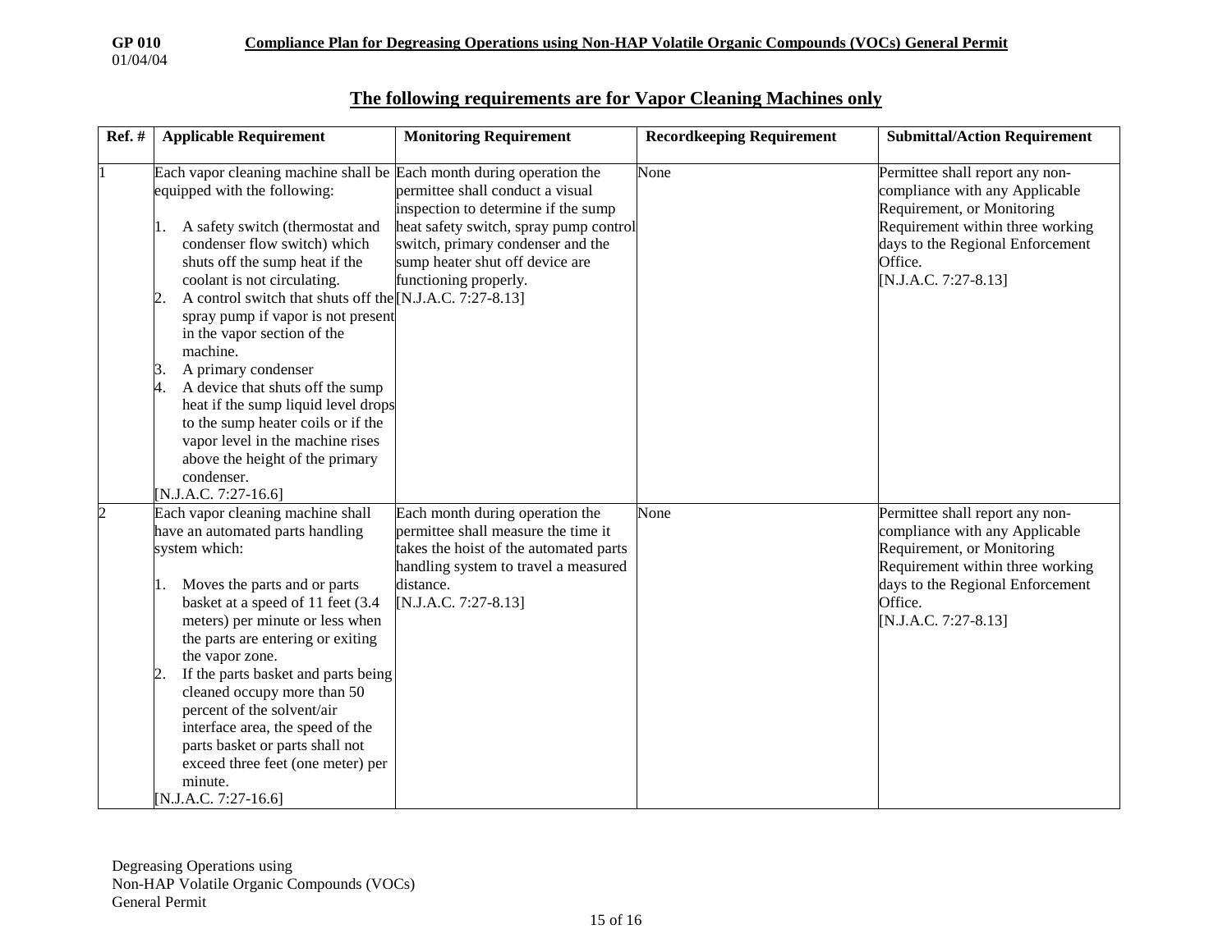## The following requirements are for Vapor Cleaning Machines only

| Ref. # | Applicable Requirement | Monitoring Requirement | Recordkeeping Requirement | Submittal/Action Requirement |
|---|---|---|---|---|
| 1 | Each vapor cleaning machine shall be equipped with the following:<br><br>1. A safety switch (thermostat and condenser flow switch) which shuts off the sump heat if the coolant is not circulating.<br>2. A control switch that shuts off the spray pump if vapor is not present in the vapor section of the machine.<br>3. A primary condenser<br>4. A device that shuts off the sump heat if the sump liquid level drops to the sump heater coils or if the vapor level in the machine rises above the height of the primary condenser.<br>[N.J.A.C. 7:27-16.6] | Each month during operation the permittee shall conduct a visual inspection to determine if the sump heat safety switch, spray pump control switch, primary condenser and the sump heater shut off device are functioning properly.<br>[N.J.A.C. 7:27-8.13] | None | Permittee shall report any non-compliance with any Applicable Requirement, or Monitoring Requirement within three working days to the Regional Enforcement Office.<br>[N.J.A.C. 7:27-8.13] |
| 2 | Each vapor cleaning machine shall have an automated parts handling system which:<br><br>1. Moves the parts and or parts basket at a speed of 11 feet (3.4 meters) per minute or less when the parts are entering or exiting the vapor zone.<br>2. If the parts basket and parts being cleaned occupy more than 50 percent of the solvent/air interface area, the speed of the parts basket or parts shall not exceed three feet (one meter) per minute.<br>[N.J.A.C. 7:27-16.6] | Each month during operation the permittee shall measure the time it takes the hoist of the automated parts handling system to travel a measured distance.<br>[N.J.A.C. 7:27-8.13] | None | Permittee shall report any non-compliance with any Applicable Requirement, or Monitoring Requirement within three working days to the Regional Enforcement Office.<br>[N.J.A.C. 7:27-8.13] |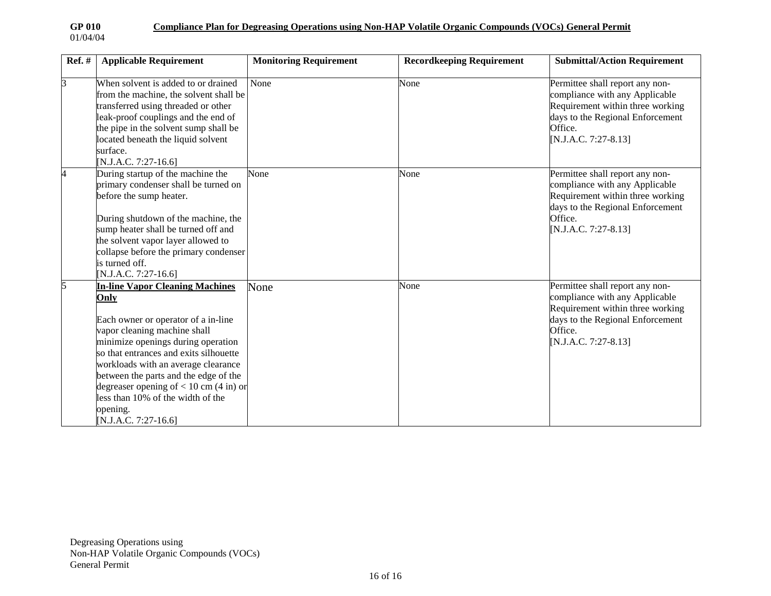| Ref. # | Applicable Requirement | Monitoring Requirement | Recordkeeping Requirement | Submittal/Action Requirement |
|---|---|---|---|---|
| 3 | When solvent is added to or drained from the machine, the solvent shall be transferred using threaded or other leak-proof couplings and the end of the pipe in the solvent sump shall be located beneath the liquid solvent surface. [N.J.A.C. 7:27-16.6] | None | None | Permittee shall report any non-compliance with any Applicable Requirement within three working days to the Regional Enforcement Office. [N.J.A.C. 7:27-8.13] |
| 4 | During startup of the machine the primary condenser shall be turned on before the sump heater.<br><br>During shutdown of the machine, the sump heater shall be turned off and the solvent vapor layer allowed to collapse before the primary condenser is turned off. [N.J.A.C. 7:27-16.6] | None | None | Permittee shall report any non-compliance with any Applicable Requirement within three working days to the Regional Enforcement Office. [N.J.A.C. 7:27-8.13] |
| 5 | **In-line Vapor Cleaning Machines Only**<br><br>Each owner or operator of a in-line vapor cleaning machine shall minimize openings during operation so that entrances and exits silhouette workloads with an average clearance between the parts and the edge of the degreaser opening of < 10 cm (4 in) or less than 10% of the width of the opening. [N.J.A.C. 7:27-16.6] | None | None | Permittee shall report any non-compliance with any Applicable Requirement within three working days to the Regional Enforcement Office. [N.J.A.C. 7:27-8.13] |